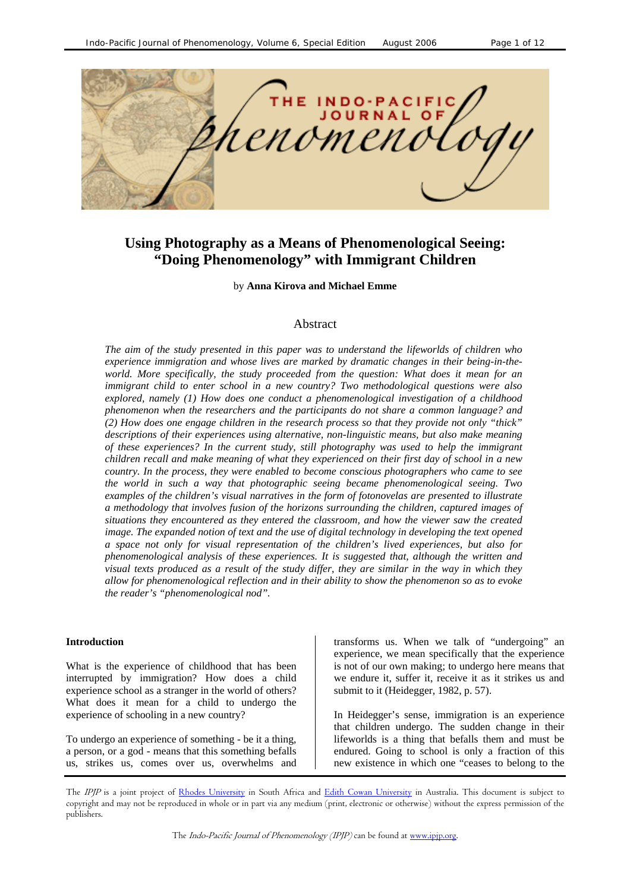# Using Photography as a Means of Phenomenological Seeing: "Doing Phenomenology" with Immigrant Children

by **Anna Kirova and Michael Emme**

## Abstract

*The aim of the study presented in this paper was to understand the lifeworlds of children who experience immigration and whose lives are marked by dramatic changes in their being-in-the-world. More specifically, the study proceeded from the question: What does it mean for an immigrant child to enter school in a new country? Two methodological questions were also explored, namely (1) How does one conduct a phenomenological investigation of a childhood phenomenon when the researchers and the participants do not share a common language? and (2) How does one engage children in the research process so that they provide not only "thick" descriptions of their experiences using alternative, non-linguistic means, but also make meaning of these experiences? In the current study, still photography was used to help the immigrant children recall and make meaning of what they experienced on their first day of school in a new country. In the process, they were enabled to become conscious photographers who came to see the world in such a way that photographic seeing became phenomenological seeing. Two examples of the children's visual narratives in the form of fotonovelas are presented to illustrate a methodology that involves fusion of the horizons surrounding the children, captured images of situations they encountered as they entered the classroom, and how the viewer saw the created image. The expanded notion of text and the use of digital technology in developing the text opened a space not only for visual representation of the children's lived experiences, but also for phenomenological analysis of these experiences. It is suggested that, although the written and visual texts produced as a result of the study differ, they are similar in the way in which they allow for phenomenological reflection and in their ability to show the phenomenon so as to evoke the reader's "phenomenological nod".*

**Introduction**

What is the experience of childhood that has been interrupted by immigration? How does a child experience school as a stranger in the world of others? What does it mean for a child to undergo the experience of schooling in a new country?

To undergo an experience of something - be it a thing, a person, or a god - means that this something befalls us, strikes us, comes over us, overwhelms and transforms us. When we talk of "undergoing" an experience, we mean specifically that the experience is not of our own making; to undergo here means that we endure it, suffer it, receive it as it strikes us and submit to it (Heidegger, 1982, p. 57).

In Heidegger's sense, immigration is an experience that children undergo. The sudden change in their lifeworlds is a thing that befalls them and must be endured. Going to school is only a fraction of this new existence in which one "ceases to belong to the

The *IPJP* is a joint project of Rhodes University in South Africa and Edith Cowan University in Australia. This document is subject to copyright and may not be reproduced in whole or in part via any medium (print, electronic or otherwise) without the express permission of the publishers.

The *Indo-Pacific Journal of Phenomenology (IPJP)* can be found at www.ipjp.org.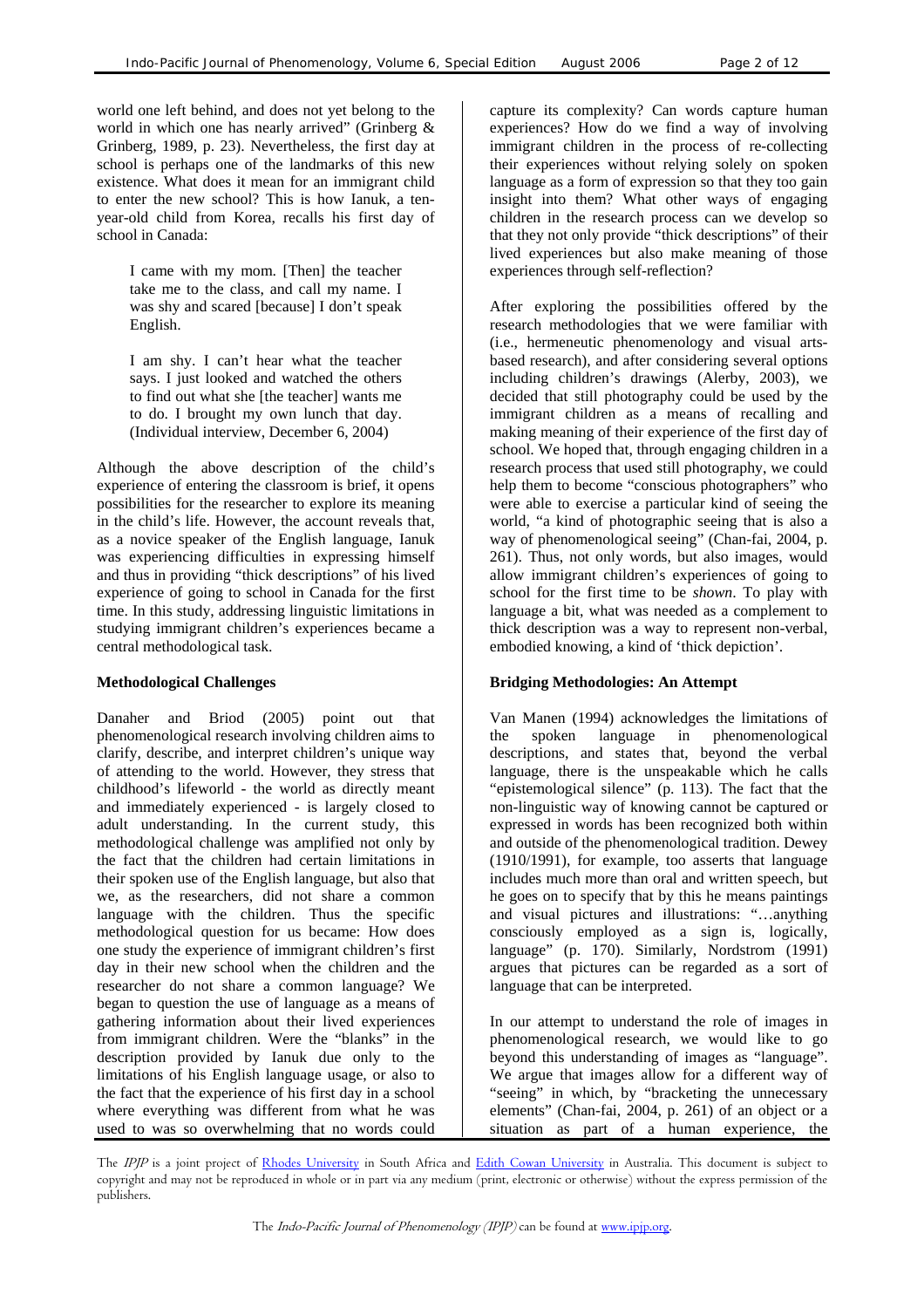world one left behind, and does not yet belong to the world in which one has nearly arrived" (Grinberg & Grinberg, 1989, p. 23). Nevertheless, the first day at school is perhaps one of the landmarks of this new existence. What does it mean for an immigrant child to enter the new school? This is how Ianuk, a ten-year-old child from Korea, recalls his first day of school in Canada:

> I came with my mom. [Then] the teacher take me to the class, and call my name. I was shy and scared [because] I don't speak English.
>
> I am shy. I can't hear what the teacher says. I just looked and watched the others to find out what she [the teacher] wants me to do. I brought my own lunch that day. (Individual interview, December 6, 2004)

Although the above description of the child's experience of entering the classroom is brief, it opens possibilities for the researcher to explore its meaning in the child's life. However, the account reveals that, as a novice speaker of the English language, Ianuk was experiencing difficulties in expressing himself and thus in providing "thick descriptions" of his lived experience of going to school in Canada for the first time. In this study, addressing linguistic limitations in studying immigrant children's experiences became a central methodological task.

**Methodological Challenges**

Danaher and Briod (2005) point out that phenomenological research involving children aims to clarify, describe, and interpret children's unique way of attending to the world. However, they stress that childhood's lifeworld - the world as directly meant and immediately experienced - is largely closed to adult understanding. In the current study, this methodological challenge was amplified not only by the fact that the children had certain limitations in their spoken use of the English language, but also that we, as the researchers, did not share a common language with the children. Thus the specific methodological question for us became: How does one study the experience of immigrant children's first day in their new school when the children and the researcher do not share a common language? We began to question the use of language as a means of gathering information about their lived experiences from immigrant children. Were the "blanks" in the description provided by Ianuk due only to the limitations of his English language usage, or also to the fact that the experience of his first day in a school where everything was different from what he was used to was so overwhelming that no words could capture its complexity? Can words capture human experiences? How do we find a way of involving immigrant children in the process of re-collecting their experiences without relying solely on spoken language as a form of expression so that they too gain insight into them? What other ways of engaging children in the research process can we develop so that they not only provide "thick descriptions" of their lived experiences but also make meaning of those experiences through self-reflection?

After exploring the possibilities offered by the research methodologies that we were familiar with (i.e., hermeneutic phenomenology and visual arts-based research), and after considering several options including children's drawings (Alerby, 2003), we decided that still photography could be used by the immigrant children as a means of recalling and making meaning of their experience of the first day of school. We hoped that, through engaging children in a research process that used still photography, we could help them to become "conscious photographers" who were able to exercise a particular kind of seeing the world, "a kind of photographic seeing that is also a way of phenomenological seeing" (Chan-fai, 2004, p. 261). Thus, not only words, but also images, would allow immigrant children's experiences of going to school for the first time to be *shown*. To play with language a bit, what was needed as a complement to thick description was a way to represent non-verbal, embodied knowing, a kind of 'thick depiction'.

**Bridging Methodologies: An Attempt**

Van Manen (1994) acknowledges the limitations of the spoken language in phenomenological descriptions, and states that, beyond the verbal language, there is the unspeakable which he calls "epistemological silence" (p. 113). The fact that the non-linguistic way of knowing cannot be captured or expressed in words has been recognized both within and outside of the phenomenological tradition. Dewey (1910/1991), for example, too asserts that language includes much more than oral and written speech, but he goes on to specify that by this he means paintings and visual pictures and illustrations: "…anything consciously employed as a sign is, logically, language" (p. 170). Similarly, Nordstrom (1991) argues that pictures can be regarded as a sort of language that can be interpreted.

In our attempt to understand the role of images in phenomenological research, we would like to go beyond this understanding of images as "language". We argue that images allow for a different way of "seeing" in which, by "bracketing the unnecessary elements" (Chan-fai, 2004, p. 261) of an object or a situation as part of a human experience, the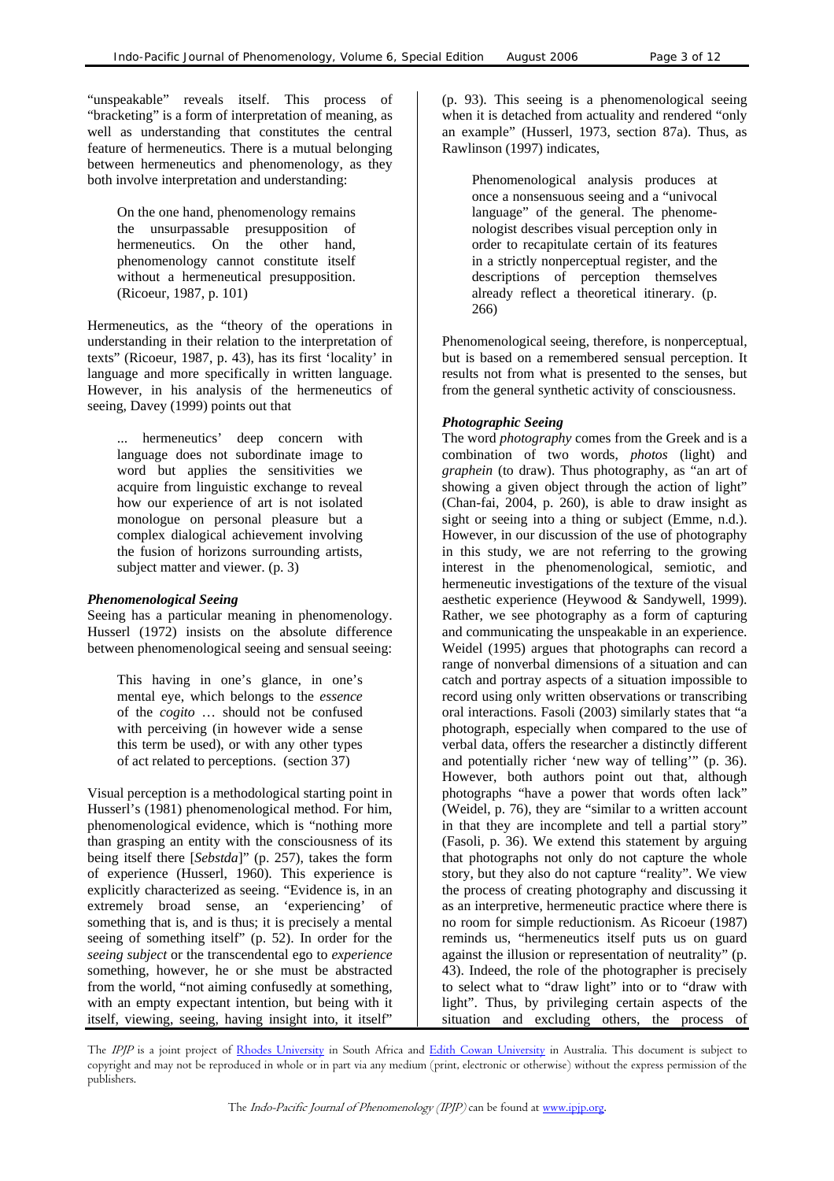"unspeakable" reveals itself. This process of "bracketing" is a form of interpretation of meaning, as well as understanding that constitutes the central feature of hermeneutics. There is a mutual belonging between hermeneutics and phenomenology, as they both involve interpretation and understanding:

> On the one hand, phenomenology remains the unsurpassable presupposition of hermeneutics. On the other hand, phenomenology cannot constitute itself without a hermeneutical presupposition. (Ricoeur, 1987, p. 101)

Hermeneutics, as the "theory of the operations in understanding in their relation to the interpretation of texts" (Ricoeur, 1987, p. 43), has its first 'locality' in language and more specifically in written language. However, in his analysis of the hermeneutics of seeing, Davey (1999) points out that

> ... hermeneutics' deep concern with language does not subordinate image to word but applies the sensitivities we acquire from linguistic exchange to reveal how our experience of art is not isolated monologue on personal pleasure but a complex dialogical achievement involving the fusion of horizons surrounding artists, subject matter and viewer. (p. 3)

### *Phenomenological Seeing*

Seeing has a particular meaning in phenomenology. Husserl (1972) insists on the absolute difference between phenomenological seeing and sensual seeing:

> This having in one's glance, in one's mental eye, which belongs to the *essence* of the *cogito* … should not be confused with perceiving (in however wide a sense this term be used), or with any other types of act related to perceptions. (section 37)

Visual perception is a methodological starting point in Husserl's (1981) phenomenological method. For him, phenomenological evidence, which is "nothing more than grasping an entity with the consciousness of its being itself there [*Sebstda*]" (p. 257), takes the form of experience (Husserl, 1960). This experience is explicitly characterized as seeing. "Evidence is, in an extremely broad sense, an 'experiencing' of something that is, and is thus; it is precisely a mental seeing of something itself" (p. 52). In order for the *seeing subject* or the transcendental ego to *experience* something, however, he or she must be abstracted from the world, "not aiming confusedly at something, with an empty expectant intention, but being with it itself, viewing, seeing, having insight into, it itself" (p. 93). This seeing is a phenomenological seeing when it is detached from actuality and rendered "only an example" (Husserl, 1973, section 87a). Thus, as Rawlinson (1997) indicates,

> Phenomenological analysis produces at once a nonsensuous seeing and a "univocal language" of the general. The phenomenologist describes visual perception only in order to recapitulate certain of its features in a strictly nonperceptual register, and the descriptions of perception themselves already reflect a theoretical itinerary. (p. 266)

Phenomenological seeing, therefore, is nonperceptual, but is based on a remembered sensual perception. It results not from what is presented to the senses, but from the general synthetic activity of consciousness.

### *Photographic Seeing*

The word *photography* comes from the Greek and is a combination of two words, *photos* (light) and *graphein* (to draw). Thus photography, as "an art of showing a given object through the action of light" (Chan-fai, 2004, p. 260), is able to draw insight as sight or seeing into a thing or subject (Emme, n.d.). However, in our discussion of the use of photography in this study, we are not referring to the growing interest in the phenomenological, semiotic, and hermeneutic investigations of the texture of the visual aesthetic experience (Heywood & Sandywell, 1999). Rather, we see photography as a form of capturing and communicating the unspeakable in an experience. Weidel (1995) argues that photographs can record a range of nonverbal dimensions of a situation and can catch and portray aspects of a situation impossible to record using only written observations or transcribing oral interactions. Fasoli (2003) similarly states that "a photograph, especially when compared to the use of verbal data, offers the researcher a distinctly different and potentially richer 'new way of telling'" (p. 36). However, both authors point out that, although photographs "have a power that words often lack" (Weidel, p. 76), they are "similar to a written account in that they are incomplete and tell a partial story" (Fasoli, p. 36). We extend this statement by arguing that photographs not only do not capture the whole story, but they also do not capture "reality". We view the process of creating photography and discussing it as an interpretive, hermeneutic practice where there is no room for simple reductionism. As Ricoeur (1987) reminds us, "hermeneutics itself puts us on guard against the illusion or representation of neutrality" (p. 43). Indeed, the role of the photographer is precisely to select what to "draw light" into or to "draw with light". Thus, by privileging certain aspects of the situation and excluding others, the process of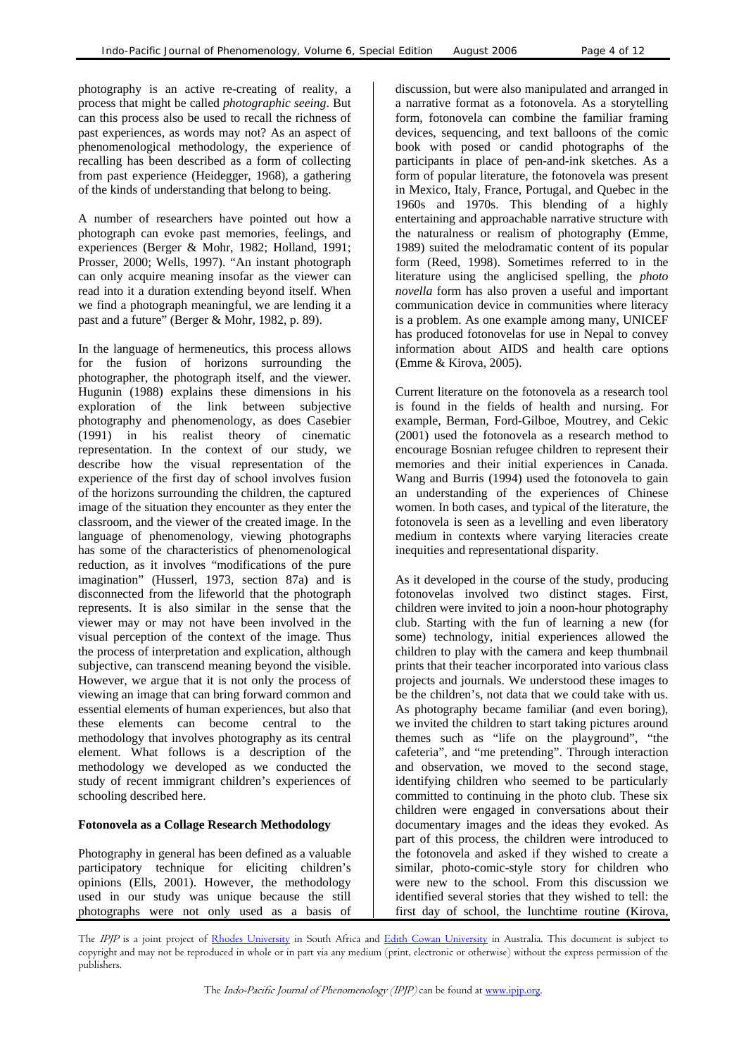photography is an active re-creating of reality, a process that might be called *photographic seeing*. But can this process also be used to recall the richness of past experiences, as words may not? As an aspect of phenomenological methodology, the experience of recalling has been described as a form of collecting from past experience (Heidegger, 1968), a gathering of the kinds of understanding that belong to being.

A number of researchers have pointed out how a photograph can evoke past memories, feelings, and experiences (Berger & Mohr, 1982; Holland, 1991; Prosser, 2000; Wells, 1997). "An instant photograph can only acquire meaning insofar as the viewer can read into it a duration extending beyond itself. When we find a photograph meaningful, we are lending it a past and a future" (Berger & Mohr, 1982, p. 89).

In the language of hermeneutics, this process allows for the fusion of horizons surrounding the photographer, the photograph itself, and the viewer. Hugunin (1988) explains these dimensions in his exploration of the link between subjective photography and phenomenology, as does Casebier (1991) in his realist theory of cinematic representation. In the context of our study, we describe how the visual representation of the experience of the first day of school involves fusion of the horizons surrounding the children, the captured image of the situation they encounter as they enter the classroom, and the viewer of the created image. In the language of phenomenology, viewing photographs has some of the characteristics of phenomenological reduction, as it involves "modifications of the pure imagination" (Husserl, 1973, section 87a) and is disconnected from the lifeworld that the photograph represents. It is also similar in the sense that the viewer may or may not have been involved in the visual perception of the context of the image. Thus the process of interpretation and explication, although subjective, can transcend meaning beyond the visible. However, we argue that it is not only the process of viewing an image that can bring forward common and essential elements of human experiences, but also that these elements can become central to the methodology that involves photography as its central element. What follows is a description of the methodology we developed as we conducted the study of recent immigrant children's experiences of schooling described here.

**Fotonovela as a Collage Research Methodology**

Photography in general has been defined as a valuable participatory technique for eliciting children's opinions (Ells, 2001). However, the methodology used in our study was unique because the still photographs were not only used as a basis of discussion, but were also manipulated and arranged in a narrative format as a fotonovela. As a storytelling form, fotonovela can combine the familiar framing devices, sequencing, and text balloons of the comic book with posed or candid photographs of the participants in place of pen-and-ink sketches. As a form of popular literature, the fotonovela was present in Mexico, Italy, France, Portugal, and Quebec in the 1960s and 1970s. This blending of a highly entertaining and approachable narrative structure with the naturalness or realism of photography (Emme, 1989) suited the melodramatic content of its popular form (Reed, 1998). Sometimes referred to in the literature using the anglicised spelling, the *photo novella* form has also proven a useful and important communication device in communities where literacy is a problem. As one example among many, UNICEF has produced fotonovelas for use in Nepal to convey information about AIDS and health care options (Emme & Kirova, 2005).

Current literature on the fotonovela as a research tool is found in the fields of health and nursing. For example, Berman, Ford-Gilboe, Moutrey, and Cekic (2001) used the fotonovela as a research method to encourage Bosnian refugee children to represent their memories and their initial experiences in Canada. Wang and Burris (1994) used the fotonovela to gain an understanding of the experiences of Chinese women. In both cases, and typical of the literature, the fotonovela is seen as a levelling and even liberatory medium in contexts where varying literacies create inequities and representational disparity.

As it developed in the course of the study, producing fotonovelas involved two distinct stages. First, children were invited to join a noon-hour photography club. Starting with the fun of learning a new (for some) technology, initial experiences allowed the children to play with the camera and keep thumbnail prints that their teacher incorporated into various class projects and journals. We understood these images to be the children's, not data that we could take with us. As photography became familiar (and even boring), we invited the children to start taking pictures around themes such as "life on the playground", "the cafeteria", and "me pretending". Through interaction and observation, we moved to the second stage, identifying children who seemed to be particularly committed to continuing in the photo club. These six children were engaged in conversations about their documentary images and the ideas they evoked. As part of this process, the children were introduced to the fotonovela and asked if they wished to create a similar, photo-comic-style story for children who were new to the school. From this discussion we identified several stories that they wished to tell: the first day of school, the lunchtime routine (Kirova,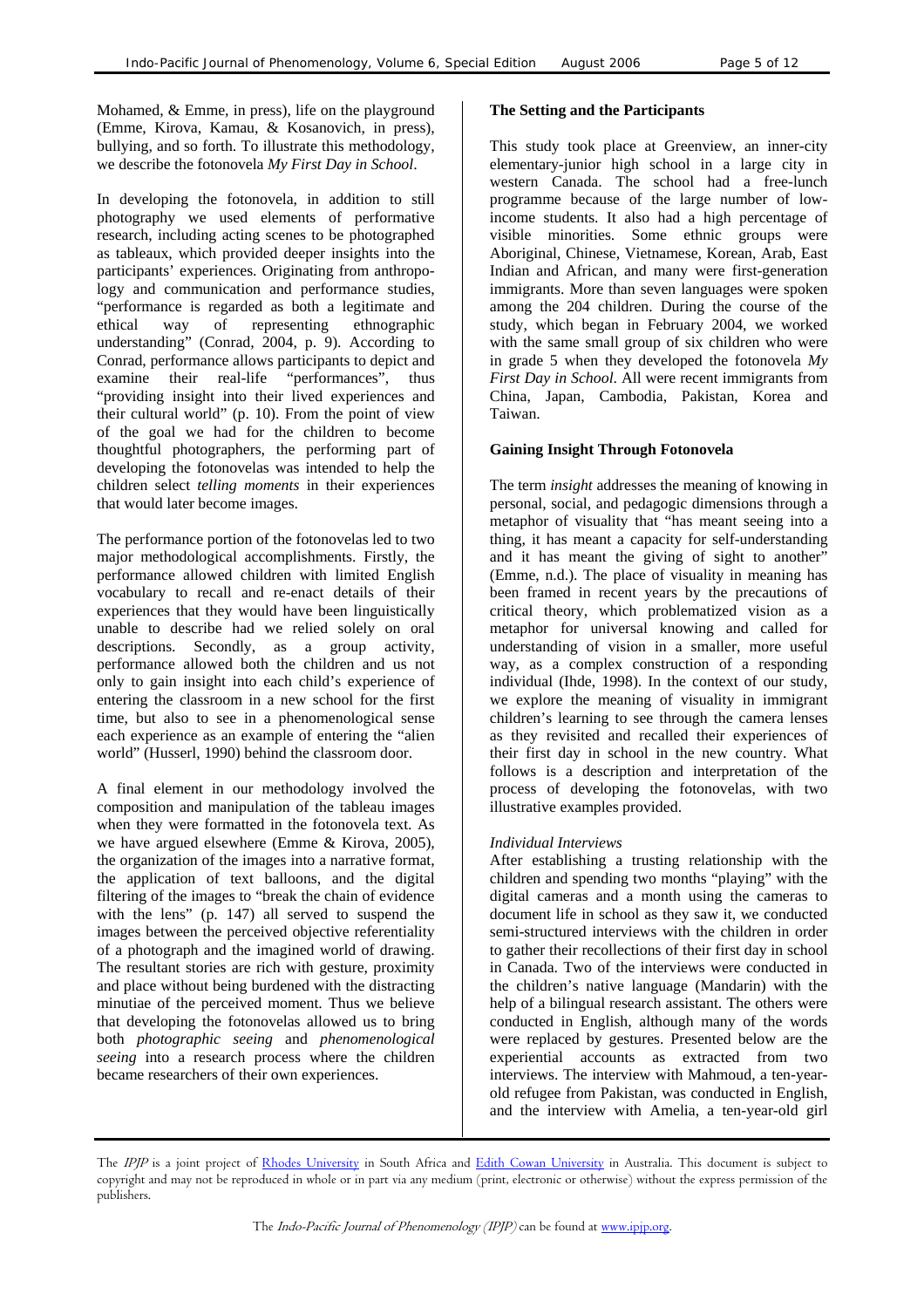Mohamed, & Emme, in press), life on the playground (Emme, Kirova, Kamau, & Kosanovich, in press), bullying, and so forth. To illustrate this methodology, we describe the fotonovela *My First Day in School*.

In developing the fotonovela, in addition to still photography we used elements of performative research, including acting scenes to be photographed as tableaux, which provided deeper insights into the participants' experiences. Originating from anthropology and communication and performance studies, "performance is regarded as both a legitimate and ethical way of representing ethnographic understanding" (Conrad, 2004, p. 9). According to Conrad, performance allows participants to depict and examine their real-life "performances", thus "providing insight into their lived experiences and their cultural world" (p. 10). From the point of view of the goal we had for the children to become thoughtful photographers, the performing part of developing the fotonovelas was intended to help the children select *telling moments* in their experiences that would later become images.

The performance portion of the fotonovelas led to two major methodological accomplishments. Firstly, the performance allowed children with limited English vocabulary to recall and re-enact details of their experiences that they would have been linguistically unable to describe had we relied solely on oral descriptions. Secondly, as a group activity, performance allowed both the children and us not only to gain insight into each child's experience of entering the classroom in a new school for the first time, but also to see in a phenomenological sense each experience as an example of entering the "alien world" (Husserl, 1990) behind the classroom door.

A final element in our methodology involved the composition and manipulation of the tableau images when they were formatted in the fotonovela text. As we have argued elsewhere (Emme & Kirova, 2005), the organization of the images into a narrative format, the application of text balloons, and the digital filtering of the images to "break the chain of evidence with the lens" (p. 147) all served to suspend the images between the perceived objective referentiality of a photograph and the imagined world of drawing. The resultant stories are rich with gesture, proximity and place without being burdened with the distracting minutiae of the perceived moment. Thus we believe that developing the fotonovelas allowed us to bring both *photographic seeing* and *phenomenological seeing* into a research process where the children became researchers of their own experiences.

## The Setting and the Participants

This study took place at Greenview, an inner-city elementary-junior high school in a large city in western Canada. The school had a free-lunch programme because of the large number of low-income students. It also had a high percentage of visible minorities. Some ethnic groups were Aboriginal, Chinese, Vietnamese, Korean, Arab, East Indian and African, and many were first-generation immigrants. More than seven languages were spoken among the 204 children. During the course of the study, which began in February 2004, we worked with the same small group of six children who were in grade 5 when they developed the fotonovela *My First Day in School*. All were recent immigrants from China, Japan, Cambodia, Pakistan, Korea and Taiwan.

## Gaining Insight Through Fotonovela

The term *insight* addresses the meaning of knowing in personal, social, and pedagogic dimensions through a metaphor of visuality that "has meant seeing into a thing, it has meant a capacity for self-understanding and it has meant the giving of sight to another" (Emme, n.d.). The place of visuality in meaning has been framed in recent years by the precautions of critical theory, which problematized vision as a metaphor for universal knowing and called for understanding of vision in a smaller, more useful way, as a complex construction of a responding individual (Ihde, 1998). In the context of our study, we explore the meaning of visuality in immigrant children's learning to see through the camera lenses as they revisited and recalled their experiences of their first day in school in the new country. What follows is a description and interpretation of the process of developing the fotonovelas, with two illustrative examples provided.

### *Individual Interviews*

After establishing a trusting relationship with the children and spending two months "playing" with the digital cameras and a month using the cameras to document life in school as they saw it, we conducted semi-structured interviews with the children in order to gather their recollections of their first day in school in Canada. Two of the interviews were conducted in the children's native language (Mandarin) with the help of a bilingual research assistant. The others were conducted in English, although many of the words were replaced by gestures. Presented below are the experiential accounts as extracted from two interviews. The interview with Mahmoud, a ten-year-old refugee from Pakistan, was conducted in English, and the interview with Amelia, a ten-year-old girl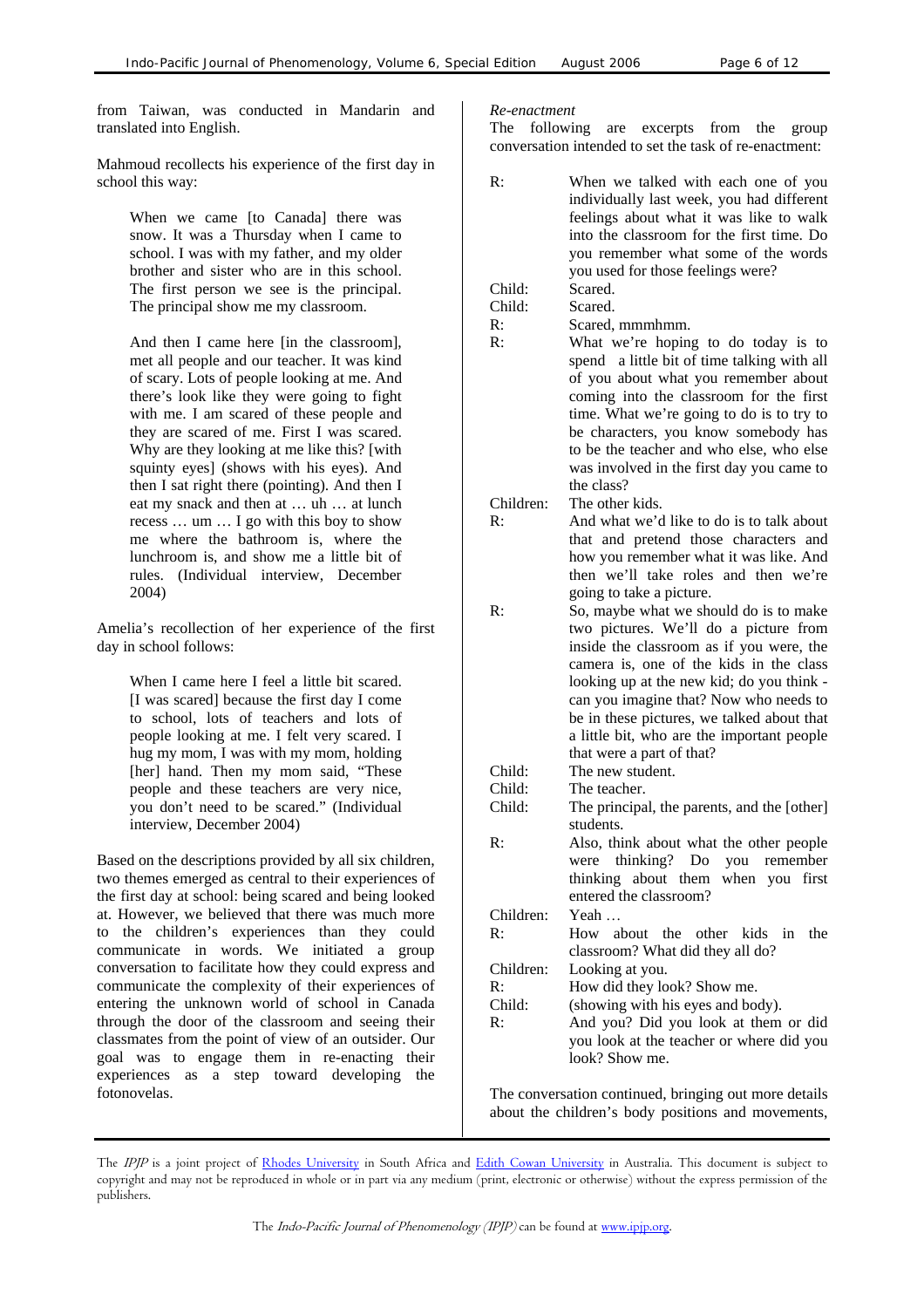from Taiwan, was conducted in Mandarin and translated into English.

Mahmoud recollects his experience of the first day in school this way:

> When we came [to Canada] there was snow. It was a Thursday when I came to school. I was with my father, and my older brother and sister who are in this school. The first person we see is the principal. The principal show me my classroom.
>
> And then I came here [in the classroom], met all people and our teacher. It was kind of scary. Lots of people looking at me. And there's look like they were going to fight with me. I am scared of these people and they are scared of me. First I was scared. Why are they looking at me like this? [with squinty eyes] (shows with his eyes). And then I sat right there (pointing). And then I eat my snack and then at … uh … at lunch recess … um … I go with this boy to show me where the bathroom is, and show me a little bit of rules. (Individual interview, December 2004)

Amelia's recollection of her experience of the first day in school follows:

> When I came here I feel a little bit scared. [I was scared] because the first day I come to school, lots of teachers and lots of people looking at me. I felt very scared. I hug my mom, I was with my mom, holding [her] hand. Then my mom said, "These people and these teachers are very nice, you don't need to be scared." (Individual interview, December 2004)

Based on the descriptions provided by all six children, two themes emerged as central to their experiences of the first day at school: being scared and being looked at. However, we believed that there was much more to the children's experiences than they could communicate in words. We initiated a group conversation to facilitate how they could express and communicate the complexity of their experiences of entering the unknown world of school in Canada through the door of the classroom and seeing their classmates from the point of view of an outsider. Our goal was to engage them in re-enacting their experiences as a step toward developing the fotonovelas.

*Re-enactment*

The following are excerpts from the group conversation intended to set the task of re-enactment:

| | |
|---|---|
| R: | When we talked with each one of you individually last week, you had different feelings about what it was like to walk into the classroom for the first time. Do you remember what some of the words you used for those feelings were? |
| Child: | Scared. |
| Child: | Scared. |
| R: | Scared, mmmhmm. |
| R: | What we're hoping to do today is to spend a little bit of time talking with all of you about what you remember about coming into the classroom for the first time. What we're going to do is to try to be characters, you know somebody has to be the teacher and who else, who else was involved in the first day you came to the class? |
| Children: | The other kids. |
| R: | And what we'd like to do is to talk about that and pretend those characters and how you remember what it was like. And then we'll take roles and then we're going to take a picture. |
| R: | So, maybe what we should do is to make two pictures. We'll do a picture from inside the classroom as if you were, the camera is, one of the kids in the class looking up at the new kid; do you think - can you imagine that? Now who needs to be in these pictures, we talked about that a little bit, who are the important people that were a part of that? |
| Child: | The new student. |
| Child: | The teacher. |
| Child: | The principal, the parents, and the [other] students. |
| R: | Also, think about what the other people were thinking? Do you remember thinking about them when you first entered the classroom? |
| Children: | Yeah … |
| R: | How about the other kids in the classroom? What did they all do? |
| Children: | Looking at you. |
| R: | How did they look? Show me. |
| Child: | (showing with his eyes and body). |
| R: | And you? Did you look at them or did you look at the teacher or where did you look? Show me. |

The conversation continued, bringing out more details about the children's body positions and movements,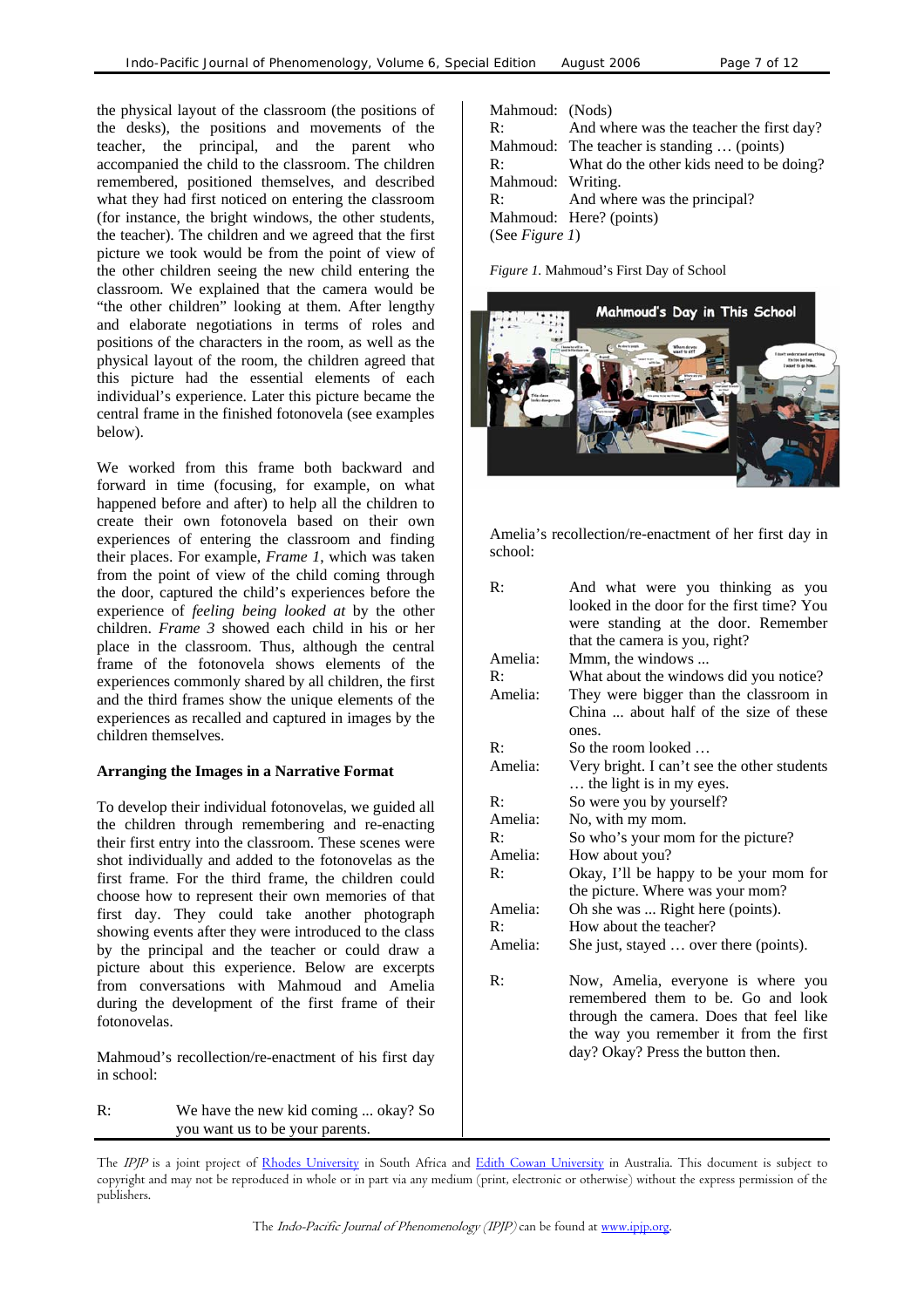the physical layout of the classroom (the positions of the desks), the positions and movements of the teacher, the principal, and the parent who accompanied the child to the classroom. The children remembered, positioned themselves, and described what they had first noticed on entering the classroom (for instance, the bright windows, the other students, the teacher). The children and we agreed that the first picture we took would be from the point of view of the other children seeing the new child entering the classroom. We explained that the camera would be "the other children" looking at them. After lengthy and elaborate negotiations in terms of roles and positions of the characters in the room, as well as the physical layout of the room, the children agreed that this picture had the essential elements of each individual's experience. Later this picture became the central frame in the finished fotonovela (see examples below).

We worked from this frame both backward and forward in time (focusing, for example, on what happened before and after) to help all the children to create their own fotonovela based on their own experiences of entering the classroom and finding their places. For example, *Frame 1*, which was taken from the point of view of the child coming through the door, captured the child's experiences before the experience of *feeling being looked at* by the other children. *Frame 3* showed each child in his or her place in the classroom. Thus, although the central frame of the fotonovela shows elements of the experiences commonly shared by all children, the first and the third frames show the unique elements of the experiences as recalled and captured in images by the children themselves.

**Arranging the Images in a Narrative Format**

To develop their individual fotonovelas, we guided all the children through remembering and re-enacting their first entry into the classroom. These scenes were shot individually and added to the fotonovelas as the first frame. For the third frame, the children could choose how to represent their own memories of that first day. They could take another photograph showing events after they were introduced to the class by the principal and the teacher or could draw a picture about this experience. Below are excerpts from conversations with Mahmoud and Amelia during the development of the first frame of their fotonovelas.

Mahmoud's recollection/re-enactment of his first day in school:

R: We have the new kid coming ... okay? So you want us to be your parents.
Mahmoud: (Nods)
R: And where was the teacher the first day?
Mahmoud: The teacher is standing … (points)
R: What do the other kids need to be doing?
Mahmoud: Writing.
R: And where was the principal?
Mahmoud: Here? (points)
(See *Figure 1*)

*Figure 1.* Mahmoud's First Day of School

Amelia's recollection/re-enactment of her first day in school:

R: And what were you thinking as you looked in the door for the first time? You were standing at the door. Remember that the camera is you, right?
Amelia: Mmm, the windows ...
R: What about the windows did you notice?
Amelia: They were bigger than the classroom in China ... about half of the size of these ones.
R: So the room looked …
Amelia: Very bright. I can't see the other students … the light is in my eyes.
R: So were you by yourself?
Amelia: No, with my mom.
R: So who's your mom for the picture?
Amelia: How about you?
R: Okay, I'll be happy to be your mom for the picture. Where was your mom?
Amelia: Oh she was ... Right here (points).
R: How about the teacher?
Amelia: She just, stayed … over there (points).

R: Now, Amelia, everyone is where you remembered them to be. Go and look through the camera. Does that feel like the way you remember it from the first day? Okay? Press the button then.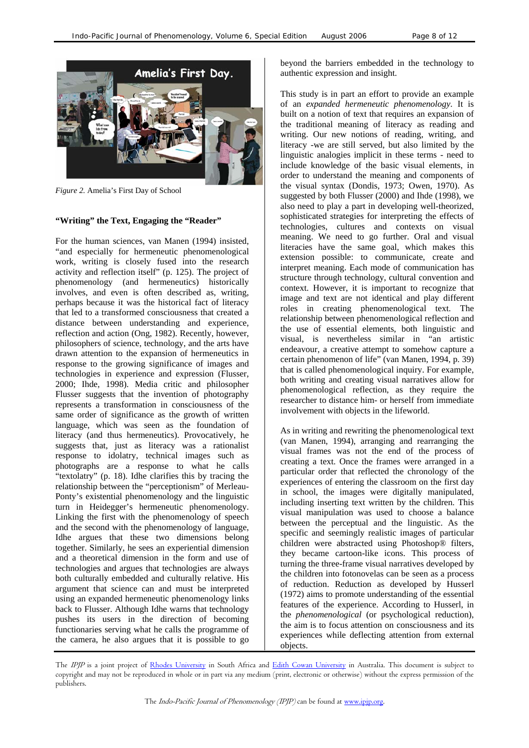*Figure 2.* Amelia's First Day of School

### "Writing" the Text, Engaging the "Reader"

For the human sciences, van Manen (1994) insisted, "and especially for hermeneutic phenomenological work, writing is closely fused into the research activity and reflection itself" (p. 125). The project of phenomenology (and hermeneutics) historically involves, and even is often described as, writing, perhaps because it was the historical fact of literacy that led to a transformed consciousness that created a distance between understanding and experience, reflection and action (Ong, 1982). Recently, however, philosophers of science, technology, and the arts have drawn attention to the expansion of hermeneutics in response to the growing significance of images and technologies in experience and expression (Flusser, 2000; Ihde, 1998). Media critic and philosopher Flusser suggests that the invention of photography represents a transformation in consciousness of the same order of significance as the growth of written language, which was seen as the foundation of literacy (and thus hermeneutics). Provocatively, he suggests that, just as literacy was a rationalist response to idolatry, technical images such as photographs are a response to what he calls "textolatry" (p. 18). Idhe clarifies this by tracing the relationship between the "perceptionism" of Merleau-Ponty's existential phenomenology and the linguistic turn in Heidegger's hermeneutic phenomenology. Linking the first with the phenomenology of speech and the second with the phenomenology of language, Idhe argues that these two dimensions belong together. Similarly, he sees an experiential dimension and a theoretical dimension in the form and use of technologies and argues that technologies are always both culturally embedded and culturally relative. His argument that science can and must be interpreted using an expanded hermeneutic phenomenology links back to Flusser. Although Idhe warns that technology pushes its users in the direction of becoming functionaries serving what he calls the programme of the camera, he also argues that it is possible to go beyond the barriers embedded in the technology to authentic expression and insight.

This study is in part an effort to provide an example of an *expanded hermeneutic phenomenology*. It is built on a notion of text that requires an expansion of the traditional meaning of literacy as reading and writing. Our new notions of reading, writing, and literacy -we are still served, but also limited by the linguistic analogies implicit in these terms - need to include knowledge of the basic visual elements, in order to understand the meaning and components of the visual syntax (Dondis, 1973; Owen, 1970). As suggested by both Flusser (2000) and Ihde (1998), we also need to play a part in developing well-theorized, sophisticated strategies for interpreting the effects of technologies, cultures and contexts on visual meaning. We need to go further. Oral and visual literacies have the same goal, which makes this extension possible: to communicate, create and interpret meaning. Each mode of communication has structure through technology, cultural convention and context. However, it is important to recognize that image and text are not identical and play different roles in creating phenomenological text. The relationship between phenomenological reflection and the use of essential elements, both linguistic and visual, is nevertheless similar in "an artistic endeavour, a creative attempt to somehow capture a certain phenomenon of life" (van Manen, 1994, p. 39) that is called phenomenological inquiry. For example, both writing and creating visual narratives allow for phenomenological reflection, as they require the researcher to distance him- or herself from immediate involvement with objects in the lifeworld.

As in writing and rewriting the phenomenological text (van Manen, 1994), arranging and rearranging the visual frames was not the end of the process of creating a text. Once the frames were arranged in a particular order that reflected the chronology of the experiences of entering the classroom on the first day in school, the images were digitally manipulated, including inserting text written by the children. This visual manipulation was used to choose a balance between the perceptual and the linguistic. As the specific and seemingly realistic images of particular children were abstracted using Photoshop® filters, they became cartoon-like icons. This process of turning the three-frame visual narratives developed by the children into fotonovelas can be seen as a process of reduction. Reduction as developed by Husserl (1972) aims to promote understanding of the essential features of the experience. According to Husserl, in the *phenomenological* (or psychological reduction), the aim is to focus attention on consciousness and its experiences while deflecting attention from external objects.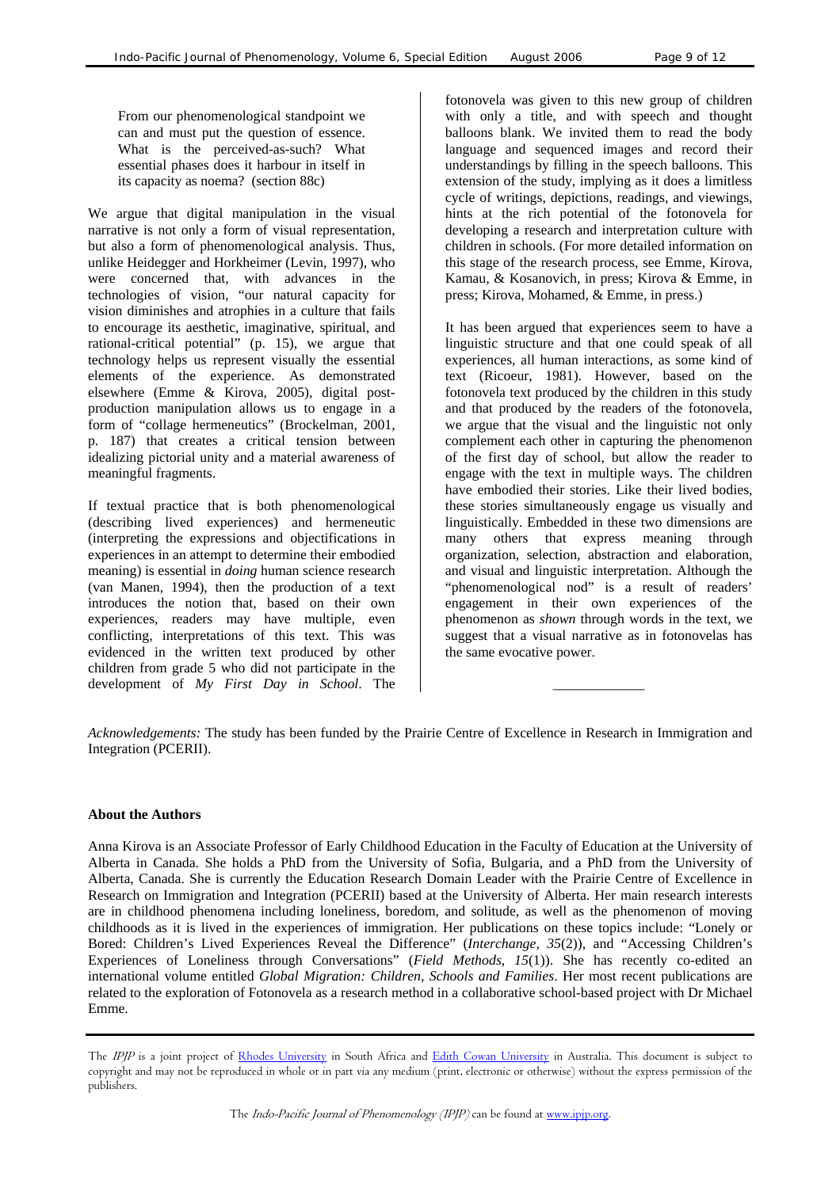> From our phenomenological standpoint we can and must put the question of essence. What is the perceived-as-such? What essential phases does it harbour in itself in its capacity as noema? (section 88c)

We argue that digital manipulation in the visual narrative is not only a form of visual representation, but also a form of phenomenological analysis. Thus, unlike Heidegger and Horkheimer (Levin, 1997), who were concerned that, with advances in the technologies of vision, "our natural capacity for vision diminishes and atrophies in a culture that fails to encourage its aesthetic, imaginative, spiritual, and rational-critical potential" (p. 15), we argue that technology helps us represent visually the essential elements of the experience. As demonstrated elsewhere (Emme & Kirova, 2005), digital post-production manipulation allows us to engage in a form of "collage hermeneutics" (Brockelman, 2001, p. 187) that creates a critical tension between idealizing pictorial unity and a material awareness of meaningful fragments.

If textual practice that is both phenomenological (describing lived experiences) and hermeneutic (interpreting the expressions and objectifications in experiences in an attempt to determine their embodied meaning) is essential in *doing* human science research (van Manen, 1994), then the production of a text introduces the notion that, based on their own experiences, readers may have multiple, even conflicting, interpretations of this text. This was evidenced in the written text produced by other children from grade 5 who did not participate in the development of *My First Day in School*. The fotonovela was given to this new group of children with only a title, and with speech and thought balloons blank. We invited them to read the body language and sequenced images and record their understandings by filling in the speech balloons. This extension of the study, implying as it does a limitless cycle of writings, depictions, readings, and viewings, hints at the rich potential of the fotonovela for developing a research and interpretation culture with children in schools. (For more detailed information on this stage of the research process, see Emme, Kirova, Kamau, & Kosanovich, in press; Kirova & Emme, in press; Kirova, Mohamed, & Emme, in press.)

It has been argued that experiences seem to have a linguistic structure and that one could speak of all experiences, all human interactions, as some kind of text (Ricoeur, 1981). However, based on the fotonovela text produced by the children in this study and that produced by the readers of the fotonovela, we argue that the visual and the linguistic not only complement each other in capturing the phenomenon of the first day of school, but allow the reader to engage with the text in multiple ways. The children have embodied their stories. Like their lived bodies, these stories simultaneously engage us visually and linguistically. Embedded in these two dimensions are many others that express meaning through organization, selection, abstraction and elaboration, and visual and linguistic interpretation. Although the "phenomenological nod" is a result of readers' engagement in their own experiences of the phenomenon as *shown* through words in the text, we suggest that a visual narrative as in fotonovelas has the same evocative power.

---

*Acknowledgements:* The study has been funded by the Prairie Centre of Excellence in Research in Immigration and Integration (PCERII).

**About the Authors**

Anna Kirova is an Associate Professor of Early Childhood Education in the Faculty of Education at the University of Alberta in Canada. She holds a PhD from the University of Sofia, Bulgaria, and a PhD from the University of Alberta, Canada. She is currently the Education Research Domain Leader with the Prairie Centre of Excellence in Research on Immigration and Integration (PCERII) based at the University of Alberta. Her main research interests are in childhood phenomena including loneliness, boredom, and solitude, as well as the phenomenon of moving childhoods as it is lived in the experiences of immigration. Her publications on these topics include: "Lonely or Bored: Children's Lived Experiences Reveal the Difference" (*Interchange, 35*(2)), and "Accessing Children's Experiences of Loneliness through Conversations" (*Field Methods, 15*(1)). She has recently co-edited an international volume entitled *Global Migration: Children, Schools and Families*. Her most recent publications are related to the exploration of Fotonovela as a research method in a collaborative school-based project with Dr Michael Emme.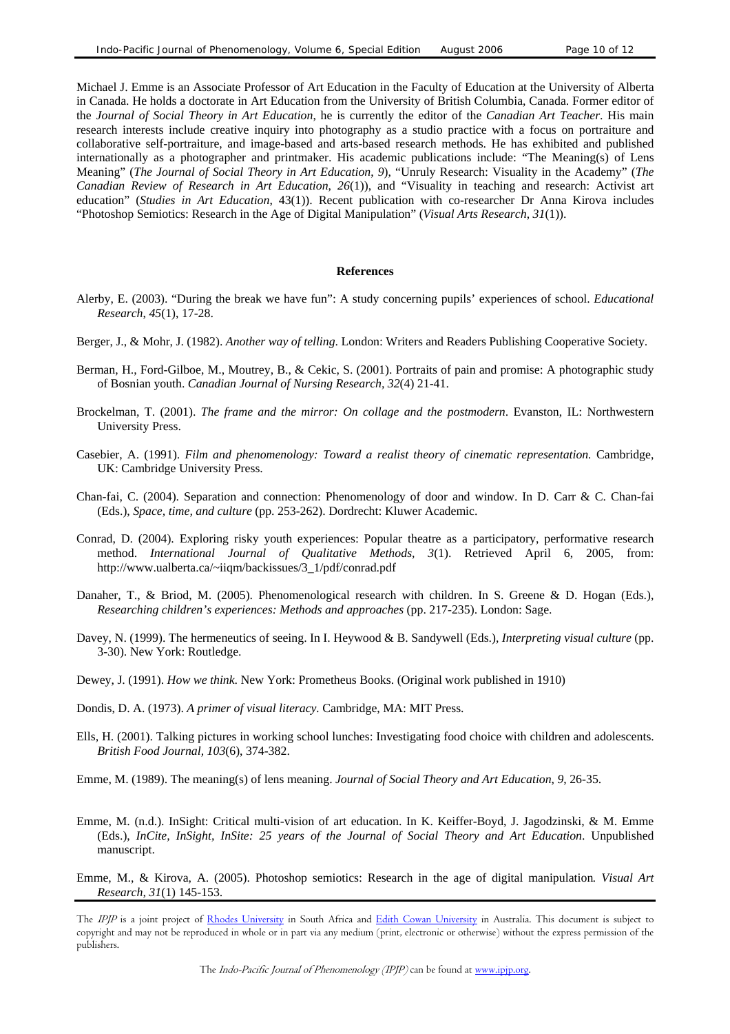Michael J. Emme is an Associate Professor of Art Education in the Faculty of Education at the University of Alberta in Canada. He holds a doctorate in Art Education from the University of British Columbia, Canada. Former editor of the *Journal of Social Theory in Art Education*, he is currently the editor of the *Canadian Art Teacher*. His main research interests include creative inquiry into photography as a studio practice with a focus on portraiture and collaborative self-portraiture, and image-based and arts-based research methods. He has exhibited and published internationally as a photographer and printmaker. His academic publications include: "The Meaning(s) of Lens Meaning" (*The Journal of Social Theory in Art Education*, *9*), "Unruly Research: Visuality in the Academy" (*The Canadian Review of Research in Art Education*, *26*(1)), and "Visuality in teaching and research: Activist art education" (*Studies in Art Education*, 43(1)). Recent publication with co-researcher Dr Anna Kirova includes "Photoshop Semiotics: Research in the Age of Digital Manipulation" (*Visual Arts Research*, *31*(1)).

**References**

Alerby, E. (2003). "During the break we have fun": A study concerning pupils' experiences of school. *Educational Research*, *45*(1), 17-28.

Berger, J., & Mohr, J. (1982). *Another way of telling*. London: Writers and Readers Publishing Cooperative Society.

Berman, H., Ford-Gilboe, M., Moutrey, B., & Cekic, S. (2001). Portraits of pain and promise: A photographic study of Bosnian youth. *Canadian Journal of Nursing Research, 32*(4) 21-41.

Brockelman, T. (2001). *The frame and the mirror: On collage and the postmodern*. Evanston, IL: Northwestern University Press.

Casebier, A. (1991). *Film and phenomenology: Toward a realist theory of cinematic representation.* Cambridge, UK: Cambridge University Press.

Chan-fai, C. (2004). Separation and connection: Phenomenology of door and window. In D. Carr & C. Chan-fai (Eds.), *Space, time, and culture* (pp. 253-262). Dordrecht: Kluwer Academic.

Conrad, D. (2004). Exploring risky youth experiences: Popular theatre as a participatory, performative research method. *International Journal of Qualitative Methods, 3*(1). Retrieved April 6, 2005, from: http://www.ualberta.ca/~iiqm/backissues/3_1/pdf/conrad.pdf

Danaher, T., & Briod, M. (2005). Phenomenological research with children. In S. Greene & D. Hogan (Eds.), *Researching children's experiences: Methods and approaches* (pp. 217-235). London: Sage.

Davey, N. (1999). The hermeneutics of seeing. In I. Heywood & B. Sandywell (Eds.), *Interpreting visual culture* (pp. 3-30). New York: Routledge.

Dewey, J. (1991). *How we think.* New York: Prometheus Books. (Original work published in 1910)

Dondis, D. A. (1973). *A primer of visual literacy.* Cambridge, MA: MIT Press.

Ells, H. (2001). Talking pictures in working school lunches: Investigating food choice with children and adolescents. *British Food Journal, 103*(6), 374-382.

Emme, M. (1989). The meaning(s) of lens meaning. *Journal of Social Theory and Art Education, 9*, 26-35.

Emme, M. (n.d.). InSight: Critical multi-vision of art education. In K. Keiffer-Boyd, J. Jagodzinski, & M. Emme (Eds.), *InCite, InSight, InSite: 25 years of the Journal of Social Theory and Art Education*. Unpublished manuscript.

Emme, M., & Kirova, A. (2005). Photoshop semiotics: Research in the age of digital manipulation*. Visual Art Research, 31*(1) 145-153.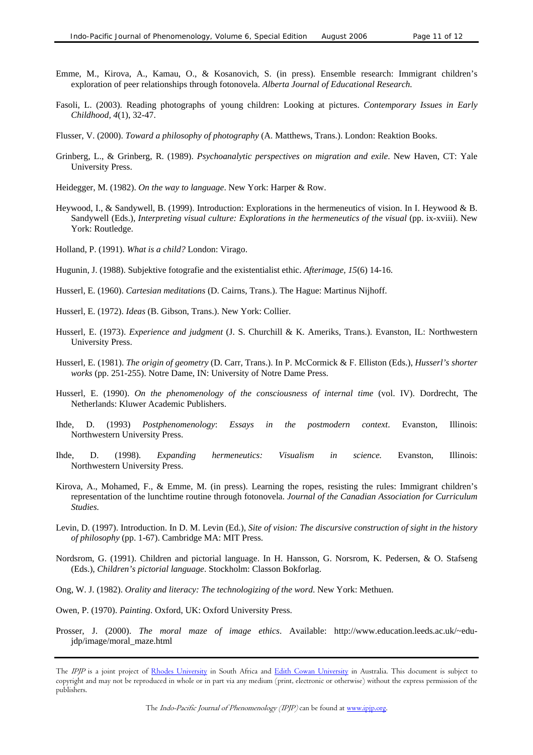Emme, M., Kirova, A., Kamau, O., & Kosanovich, S. (in press). Ensemble research: Immigrant children's exploration of peer relationships through fotonovela. *Alberta Journal of Educational Research.*

Fasoli, L. (2003). Reading photographs of young children: Looking at pictures. *Contemporary Issues in Early Childhood, 4*(1), 32-47.

Flusser, V. (2000). *Toward a philosophy of photography* (A. Matthews, Trans.). London: Reaktion Books.

Grinberg, L., & Grinberg, R. (1989). *Psychoanalytic perspectives on migration and exile*. New Haven, CT: Yale University Press.

Heidegger, M. (1982). *On the way to language*. New York: Harper & Row.

Heywood, I., & Sandywell, B. (1999). Introduction: Explorations in the hermeneutics of vision. In I. Heywood & B. Sandywell (Eds.), *Interpreting visual culture: Explorations in the hermeneutics of the visual* (pp. ix-xviii). New York: Routledge.

Holland, P. (1991). *What is a child?* London: Virago.

Hugunin, J. (1988). Subjektive fotografie and the existentialist ethic. *Afterimage, 15*(6) 14-16.

Husserl, E. (1960). *Cartesian meditations* (D. Cairns, Trans.). The Hague: Martinus Nijhoff.

Husserl, E. (1972). *Ideas* (B. Gibson, Trans.). New York: Collier.

Husserl, E. (1973). *Experience and judgment* (J. S. Churchill & K. Ameriks, Trans.). Evanston, IL: Northwestern University Press.

Husserl, E. (1981). *The origin of geometry* (D. Carr, Trans.). In P. McCormick & F. Elliston (Eds.), *Husserl's shorter works* (pp. 251-255). Notre Dame, IN: University of Notre Dame Press.

Husserl, E. (1990). *On the phenomenology of the consciousness of internal time* (vol. IV). Dordrecht, The Netherlands: Kluwer Academic Publishers.

Ihde, D. (1993) *Postphenomenology*: *Essays in the postmodern context*. Evanston, Illinois: Northwestern University Press.

Ihde, D. (1998). *Expanding hermeneutics: Visualism in science.* Evanston, Illinois: Northwestern University Press.

Kirova, A., Mohamed, F., & Emme, M. (in press). Learning the ropes, resisting the rules: Immigrant children's representation of the lunchtime routine through fotonovela. *Journal of the Canadian Association for Curriculum Studies.*

Levin, D. (1997). Introduction. In D. M. Levin (Ed.), *Site of vision: The discursive construction of sight in the history of philosophy* (pp. 1-67). Cambridge MA: MIT Press.

Nordsrom, G. (1991). Children and pictorial language. In H. Hansson, G. Norsrom, K. Pedersen, & O. Stafseng (Eds.), *Children's pictorial language*. Stockholm: Classon Bokforlag.

Ong, W. J. (1982). *Orality and literacy: The technologizing of the word*. New York: Methuen.

Owen, P. (1970). *Painting*. Oxford, UK: Oxford University Press.

Prosser, J. (2000). *The moral maze of image ethics*. Available: http://www.education.leeds.ac.uk/~edu-jdp/image/moral_maze.html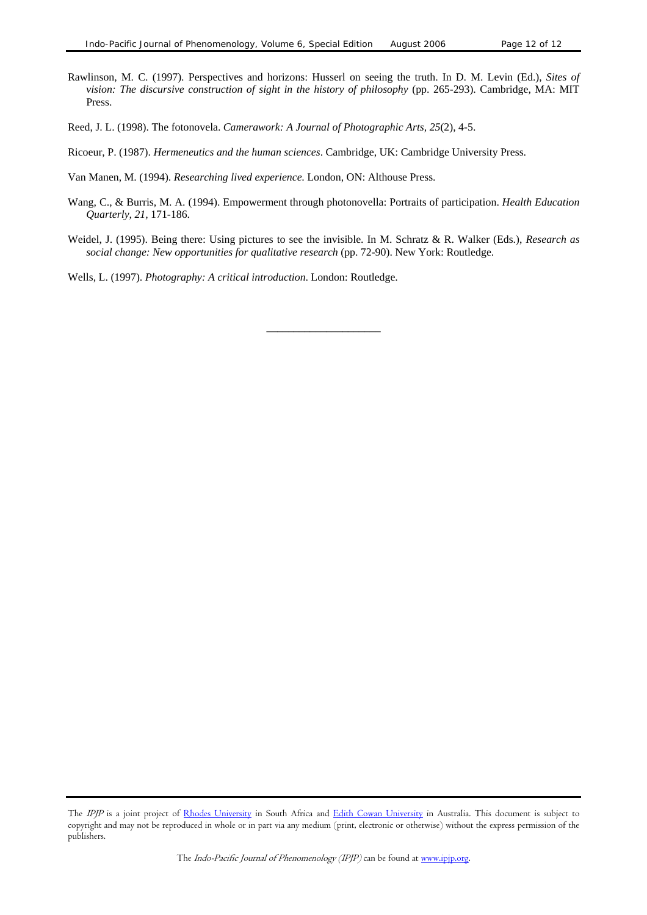Rawlinson, M. C. (1997). Perspectives and horizons: Husserl on seeing the truth. In D. M. Levin (Ed.), *Sites of vision: The discursive construction of sight in the history of philosophy* (pp. 265-293). Cambridge, MA: MIT Press.

Reed, J. L. (1998). The fotonovela. *Camerawork: A Journal of Photographic Arts, 25*(2), 4-5.

Ricoeur, P. (1987). *Hermeneutics and the human sciences*. Cambridge, UK: Cambridge University Press.

Van Manen, M. (1994). *Researching lived experience.* London, ON: Althouse Press.

Wang, C., & Burris, M. A. (1994). Empowerment through photonovella: Portraits of participation. *Health Education Quarterly, 21*, 171-186.

Weidel, J. (1995). Being there: Using pictures to see the invisible. In M. Schratz & R. Walker (Eds.), *Research as social change: New opportunities for qualitative research* (pp. 72-90). New York: Routledge.

Wells, L. (1997). *Photography: A critical introduction*. London: Routledge.

---

The *IPJP* is a joint project of Rhodes University in South Africa and Edith Cowan University in Australia. This document is subject to copyright and may not be reproduced in whole or in part via any medium (print, electronic or otherwise) without the express permission of the publishers.

The *Indo-Pacific Journal of Phenomenology (IPJP)* can be found at www.ipjp.org.